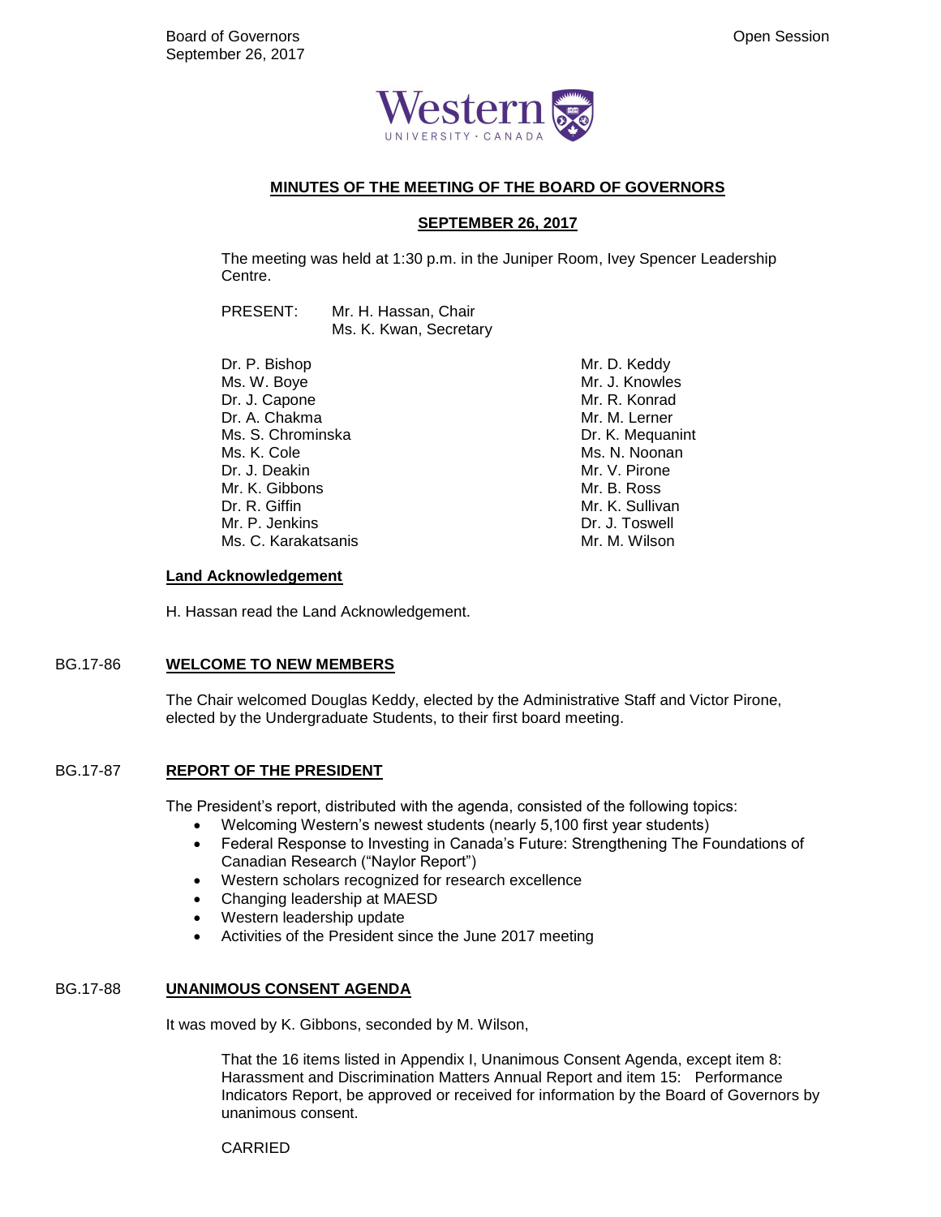Board of Governors
September 26, 2017

Open Session

# MINUTES OF THE MEETING OF THE BOARD OF GOVERNORS

## SEPTEMBER 26, 2017

The meeting was held at 1:30 p.m. in the Juniper Room, Ivey Spencer Leadership Centre.

PRESENT: Mr. H. Hassan, Chair
Ms. K. Kwan, Secretary

Dr. P. Bishop
Ms. W. Boye
Dr. J. Capone
Dr. A. Chakma
Ms. S. Chrominska
Ms. K. Cole
Dr. J. Deakin
Mr. K. Gibbons
Dr. R. Giffin
Mr. P. Jenkins
Ms. C. Karakatsanis
Mr. D. Keddy
Mr. J. Knowles
Mr. R. Konrad
Mr. M. Lerner
Dr. K. Mequanint
Ms. N. Noonan
Mr. V. Pirone
Mr. B. Ross
Mr. K. Sullivan
Dr. J. Toswell
Mr. M. Wilson

### Land Acknowledgement

H. Hassan read the Land Acknowledgement.

### BG.17-86 WELCOME TO NEW MEMBERS

The Chair welcomed Douglas Keddy, elected by the Administrative Staff and Victor Pirone, elected by the Undergraduate Students, to their first board meeting.

### BG.17-87 REPORT OF THE PRESIDENT

The President's report, distributed with the agenda, consisted of the following topics:

- Welcoming Western's newest students (nearly 5,100 first year students)
- Federal Response to Investing in Canada's Future: Strengthening The Foundations of Canadian Research ("Naylor Report")
- Western scholars recognized for research excellence
- Changing leadership at MAESD
- Western leadership update
- Activities of the President since the June 2017 meeting

### BG.17-88 UNANIMOUS CONSENT AGENDA

It was moved by K. Gibbons, seconded by M. Wilson,

That the 16 items listed in Appendix I, Unanimous Consent Agenda, except item 8: Harassment and Discrimination Matters Annual Report and item 15: Performance Indicators Report, be approved or received for information by the Board of Governors by unanimous consent.

CARRIED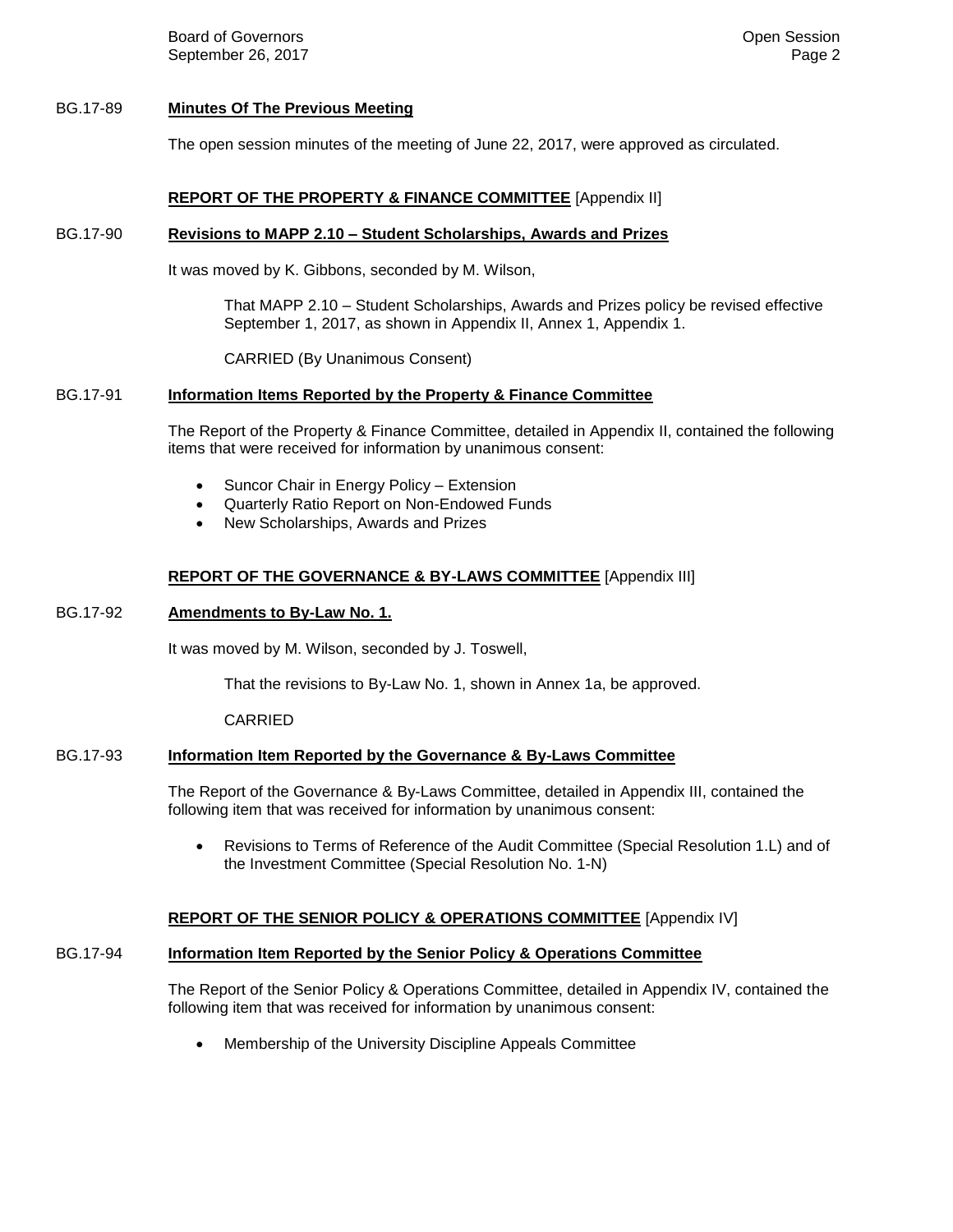BG.17-89 **Minutes Of The Previous Meeting**

The open session minutes of the meeting of June 22, 2017, were approved as circulated.

**REPORT OF THE PROPERTY & FINANCE COMMITTEE** [Appendix II]

BG.17-90 **Revisions to MAPP 2.10 – Student Scholarships, Awards and Prizes**

It was moved by K. Gibbons, seconded by M. Wilson,

> That MAPP 2.10 – Student Scholarships, Awards and Prizes policy be revised effective September 1, 2017, as shown in Appendix II, Annex 1, Appendix 1.
>
> CARRIED (By Unanimous Consent)

BG.17-91 **Information Items Reported by the Property & Finance Committee**

The Report of the Property & Finance Committee, detailed in Appendix II, contained the following items that were received for information by unanimous consent:

- Suncor Chair in Energy Policy – Extension
- Quarterly Ratio Report on Non-Endowed Funds
- New Scholarships, Awards and Prizes

**REPORT OF THE GOVERNANCE & BY-LAWS COMMITTEE** [Appendix III]

BG.17-92 **Amendments to By-Law No. 1.**

It was moved by M. Wilson, seconded by J. Toswell,

> That the revisions to By-Law No. 1, shown in Annex 1a, be approved.
>
> CARRIED

BG.17-93 **Information Item Reported by the Governance & By-Laws Committee**

The Report of the Governance & By-Laws Committee, detailed in Appendix III, contained the following item that was received for information by unanimous consent:

- Revisions to Terms of Reference of the Audit Committee (Special Resolution 1.L) and of the Investment Committee (Special Resolution No. 1-N)

**REPORT OF THE SENIOR POLICY & OPERATIONS COMMITTEE** [Appendix IV]

BG.17-94 **Information Item Reported by the Senior Policy & Operations Committee**

The Report of the Senior Policy & Operations Committee, detailed in Appendix IV, contained the following item that was received for information by unanimous consent:

- Membership of the University Discipline Appeals Committee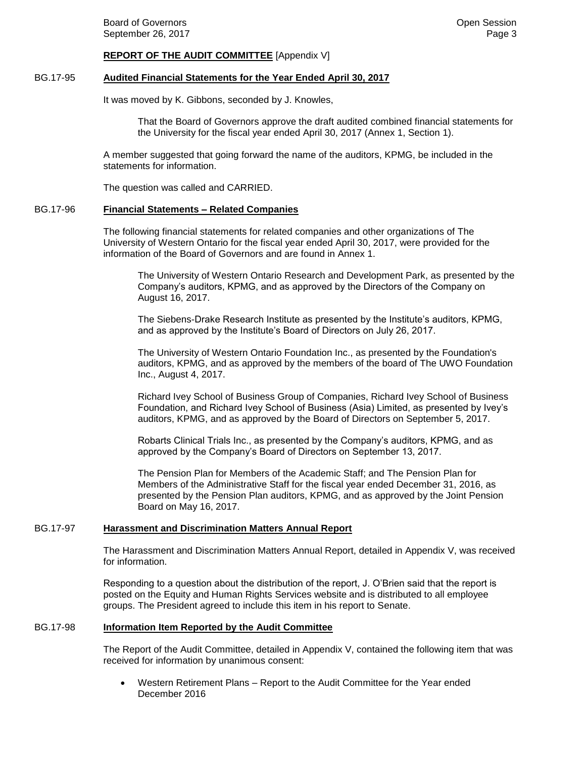**REPORT OF THE AUDIT COMMITTEE** [Appendix V]

BG.17-95 **Audited Financial Statements for the Year Ended April 30, 2017**

It was moved by K. Gibbons, seconded by J. Knowles,

> That the Board of Governors approve the draft audited combined financial statements for the University for the fiscal year ended April 30, 2017 (Annex 1, Section 1).

A member suggested that going forward the name of the auditors, KPMG, be included in the statements for information.

The question was called and CARRIED.

BG.17-96 **Financial Statements – Related Companies**

The following financial statements for related companies and other organizations of The University of Western Ontario for the fiscal year ended April 30, 2017, were provided for the information of the Board of Governors and are found in Annex 1.

> The University of Western Ontario Research and Development Park, as presented by the Company's auditors, KPMG, and as approved by the Directors of the Company on August 16, 2017.
>
> The Siebens-Drake Research Institute as presented by the Institute's auditors, KPMG, and as approved by the Institute's Board of Directors on July 26, 2017.
>
> The University of Western Ontario Foundation Inc., as presented by the Foundation's auditors, KPMG, and as approved by the members of the board of The UWO Foundation Inc., August 4, 2017.
>
> Richard Ivey School of Business Group of Companies, Richard Ivey School of Business Foundation, and Richard Ivey School of Business (Asia) Limited, as presented by Ivey's auditors, KPMG, and as approved by the Board of Directors on September 5, 2017.
>
> Robarts Clinical Trials Inc., as presented by the Company's auditors, KPMG, and as approved by the Company's Board of Directors on September 13, 2017.
>
> The Pension Plan for Members of the Academic Staff; and The Pension Plan for Members of the Administrative Staff for the fiscal year ended December 31, 2016, as presented by the Pension Plan auditors, KPMG, and as approved by the Joint Pension Board on May 16, 2017.

BG.17-97 **Harassment and Discrimination Matters Annual Report**

The Harassment and Discrimination Matters Annual Report, detailed in Appendix V, was received for information.

Responding to a question about the distribution of the report, J. O'Brien said that the report is posted on the Equity and Human Rights Services website and is distributed to all employee groups. The President agreed to include this item in his report to Senate.

BG.17-98 **Information Item Reported by the Audit Committee**

The Report of the Audit Committee, detailed in Appendix V, contained the following item that was received for information by unanimous consent:

- Western Retirement Plans – Report to the Audit Committee for the Year ended December 2016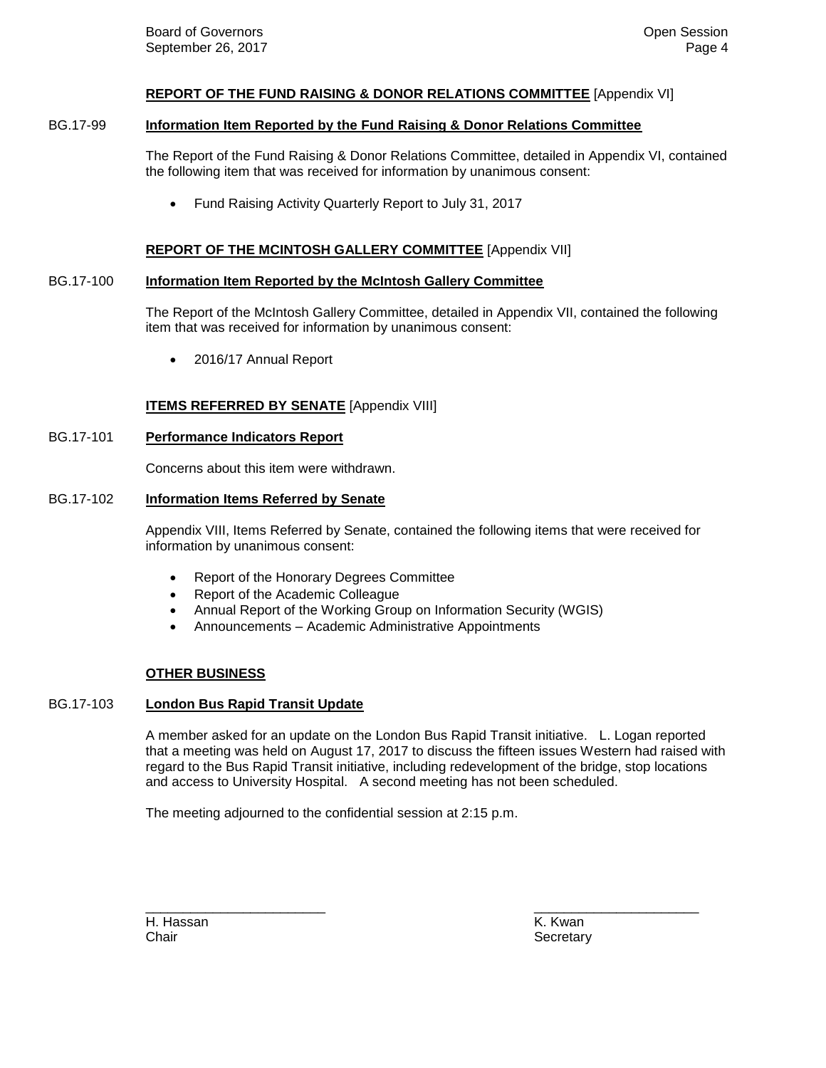## REPORT OF THE FUND RAISING & DONOR RELATIONS COMMITTEE [Appendix VI]

BG.17-99 **Information Item Reported by the Fund Raising & Donor Relations Committee**

The Report of the Fund Raising & Donor Relations Committee, detailed in Appendix VI, contained the following item that was received for information by unanimous consent:

- Fund Raising Activity Quarterly Report to July 31, 2017

## REPORT OF THE MCINTOSH GALLERY COMMITTEE [Appendix VII]

BG.17-100 **Information Item Reported by the McIntosh Gallery Committee**

The Report of the McIntosh Gallery Committee, detailed in Appendix VII, contained the following item that was received for information by unanimous consent:

- 2016/17 Annual Report

## ITEMS REFERRED BY SENATE [Appendix VIII]

BG.17-101 **Performance Indicators Report**

Concerns about this item were withdrawn.

BG.17-102 **Information Items Referred by Senate**

Appendix VIII, Items Referred by Senate, contained the following items that were received for information by unanimous consent:

- Report of the Honorary Degrees Committee
- Report of the Academic Colleague
- Annual Report of the Working Group on Information Security (WGIS)
- Announcements – Academic Administrative Appointments

## OTHER BUSINESS

BG.17-103 **London Bus Rapid Transit Update**

A member asked for an update on the London Bus Rapid Transit initiative. L. Logan reported that a meeting was held on August 17, 2017 to discuss the fifteen issues Western had raised with regard to the Bus Rapid Transit initiative, including redevelopment of the bridge, stop locations and access to University Hospital. A second meeting has not been scheduled.

The meeting adjourned to the confidential session at 2:15 p.m.

________________________ ________________________

H. Hassan K. Kwan

Chair Secretary